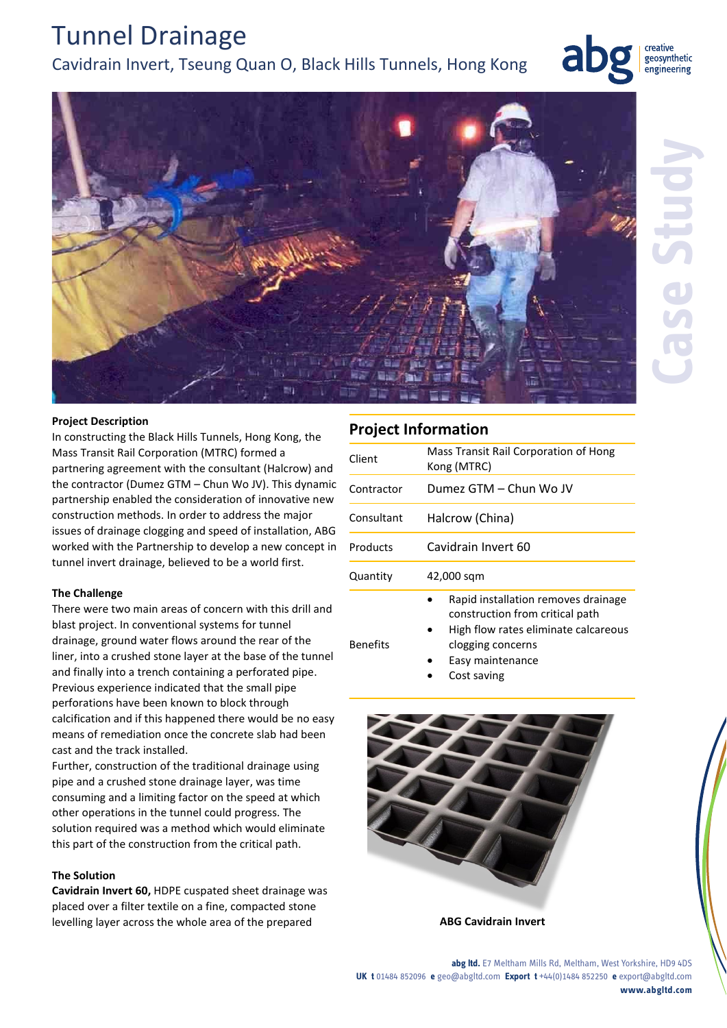# Tunnel Drainage

## Cavidrain Invert, Tseung Quan O, Black Hills Tunnels, Hong Kong

abg creative geosynthetic engineering

Case Study

**Project Description**

In constructing the Black Hills Tunnels, Hong Kong, the Mass Transit Rail Corporation (MTRC) formed a partnering agreement with the consultant (Halcrow) and the contractor (Dumez GTM – Chun Wo JV). This dynamic partnership enabled the consideration of innovative new construction methods. In order to address the major issues of drainage clogging and speed of installation, ABG worked with the Partnership to develop a new concept in tunnel invert drainage, believed to be a world first.

**The Challenge**

There were two main areas of concern with this drill and blast project. In conventional systems for tunnel drainage, ground water flows around the rear of the liner, into a crushed stone layer at the base of the tunnel and finally into a trench containing a perforated pipe. Previous experience indicated that the small pipe perforations have been known to block through calcification and if this happened there would be no easy means of remediation once the concrete slab had been cast and the track installed.

Further, construction of the traditional drainage using pipe and a crushed stone drainage layer, was time consuming and a limiting factor on the speed at which other operations in the tunnel could progress. The solution required was a method which would eliminate this part of the construction from the critical path.

**The Solution**

**Cavidrain Invert 60,** HDPE cuspated sheet drainage was placed over a filter textile on a fine, compacted stone levelling layer across the whole area of the prepared

## Project Information

| | |
|---|---|
| Client | Mass Transit Rail Corporation of Hong Kong (MTRC) |
| Contractor | Dumez GTM – Chun Wo JV |
| Consultant | Halcrow (China) |
| Products | Cavidrain Invert 60 |
| Quantity | 42,000 sqm |
| Benefits | • Rapid installation removes drainage construction from critical path<br>• High flow rates eliminate calcareous clogging concerns<br>• Easy maintenance<br>• Cost saving |

**ABG Cavidrain Invert**

**abg ltd.** E7 Meltham Mills Rd, Meltham, West Yorkshire, HD9 4DS
**UK t** 01484 852096 **e** geo@abgltd.com **Export t** +44(0)1484 852250 **e** export@abgltd.com
**www.abgltd.com**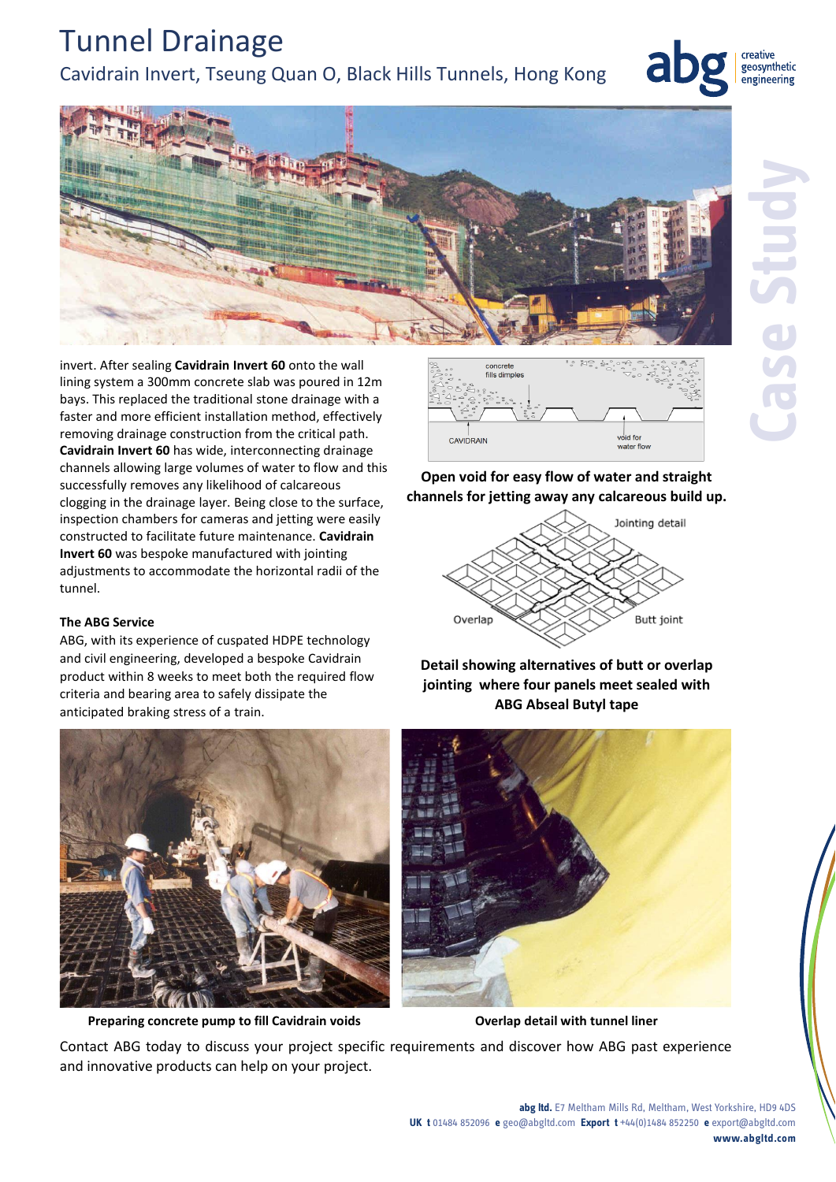# Tunnel Drainage

## Cavidrain Invert, Tseung Quan O, Black Hills Tunnels, Hong Kong

invert. After sealing **Cavidrain Invert 60** onto the wall lining system a 300mm concrete slab was poured in 12m bays. This replaced the traditional stone drainage with a faster and more efficient installation method, effectively removing drainage construction from the critical path. **Cavidrain Invert 60** has wide, interconnecting drainage channels allowing large volumes of water to flow and this successfully removes any likelihood of calcareous clogging in the drainage layer. Being close to the surface, inspection chambers for cameras and jetting were easily constructed to facilitate future maintenance. **Cavidrain Invert 60** was bespoke manufactured with jointing adjustments to accommodate the horizontal radii of the tunnel.

concrete fills dimples

CAVIDRAIN

void for water flow

**Open void for easy flow of water and straight channels for jetting away any calcareous build up.**

Jointing detail

Overlap

Butt joint

**Detail showing alternatives of butt or overlap jointing where four panels meet sealed with ABG Abseal Butyl tape**

### The ABG Service

ABG, with its experience of cuspated HDPE technology and civil engineering, developed a bespoke Cavidrain product within 8 weeks to meet both the required flow criteria and bearing area to safely dissipate the anticipated braking stress of a train.

**Preparing concrete pump to fill Cavidrain voids**

**Overlap detail with tunnel liner**

Contact ABG today to discuss your project specific requirements and discover how ABG past experience and innovative products can help on your project.

**abg ltd.** E7 Meltham Mills Rd, Meltham, West Yorkshire, HD9 4DS
**UK t** 01484 852096 **e** geo@abgltd.com **Export t** +44(0)1484 852250 **e** export@abgltd.com
**www.abgltd.com**